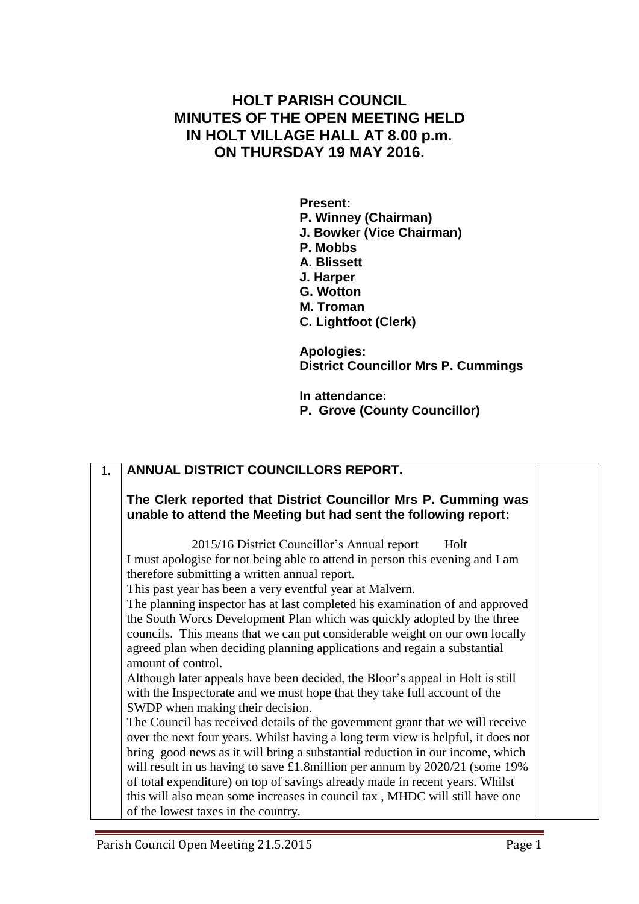# HOLT PARISH COUNCIL
# MINUTES OF THE OPEN MEETING HELD IN HOLT VILLAGE HALL AT 8.00 p.m. ON THURSDAY 19 MAY 2016.

**Present:**
**P. Winney (Chairman)**
**J. Bowker (Vice Chairman)**
**P. Mobbs**
**A. Blissett**
**J. Harper**
**G. Wotton**
**M. Troman**
**C. Lightfoot (Clerk)**

**Apologies:**
**District Councillor Mrs P. Cummings**

**In attendance:**
**P. Grove (County Councillor)**

| | | |
|---|---|---|
| **1.** | **ANNUAL DISTRICT COUNCILLORS REPORT.**<br><br>**The Clerk reported that District Councillor Mrs P. Cumming was unable to attend the Meeting but had sent the following report:**<br><br>2015/16 District Councillor's Annual report Holt<br>I must apologise for not being able to attend in person this evening and I am therefore submitting a written annual report.<br>This past year has been a very eventful year at Malvern.<br>The planning inspector has at last completed his examination of and approved the South Worcs Development Plan which was quickly adopted by the three councils. This means that we can put considerable weight on our own locally agreed plan when deciding planning applications and regain a substantial amount of control.<br>Although later appeals have been decided, the Bloor's appeal in Holt is still with the Inspectorate and we must hope that they take full account of the SWDP when making their decision.<br>The Council has received details of the government grant that we will receive over the next four years. Whilst having a long term view is helpful, it does not bring good news as it will bring a substantial reduction in our income, which will result in us having to save £1.8million per annum by 2020/21 (some 19% of total expenditure) on top of savings already made in recent years. Whilst this will also mean some increases in council tax , MHDC will still have one of the lowest taxes in the country. | |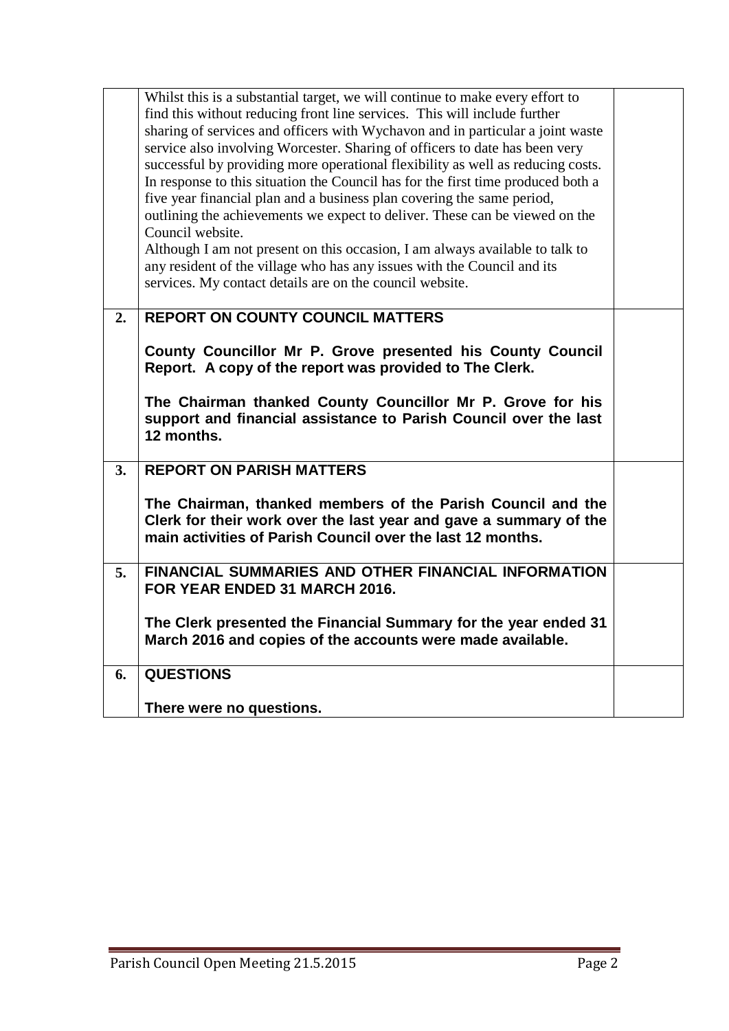| | | |
|---|---|---|
| | Whilst this is a substantial target, we will continue to make every effort to find this without reducing front line services. This will include further sharing of services and officers with Wychavon and in particular a joint waste service also involving Worcester. Sharing of officers to date has been very successful by providing more operational flexibility as well as reducing costs. In response to this situation the Council has for the first time produced both a five year financial plan and a business plan covering the same period, outlining the achievements we expect to deliver. These can be viewed on the Council website.<br>Although I am not present on this occasion, I am always available to talk to any resident of the village who has any issues with the Council and its services. My contact details are on the council website. | |
| **2.** | **REPORT ON COUNTY COUNCIL MATTERS**<br><br>**County Councillor Mr P. Grove presented his County Council Report. A copy of the report was provided to The Clerk.**<br><br>**The Chairman thanked County Councillor Mr P. Grove for his support and financial assistance to Parish Council over the last 12 months.** | |
| **3.** | **REPORT ON PARISH MATTERS**<br><br>**The Chairman, thanked members of the Parish Council and the Clerk for their work over the last year and gave a summary of the main activities of Parish Council over the last 12 months.** | |
| **5.** | **FINANCIAL SUMMARIES AND OTHER FINANCIAL INFORMATION FOR YEAR ENDED 31 MARCH 2016.**<br><br>**The Clerk presented the Financial Summary for the year ended 31 March 2016 and copies of the accounts were made available.** | |
| **6.** | **QUESTIONS**<br><br>**There were no questions.** | |